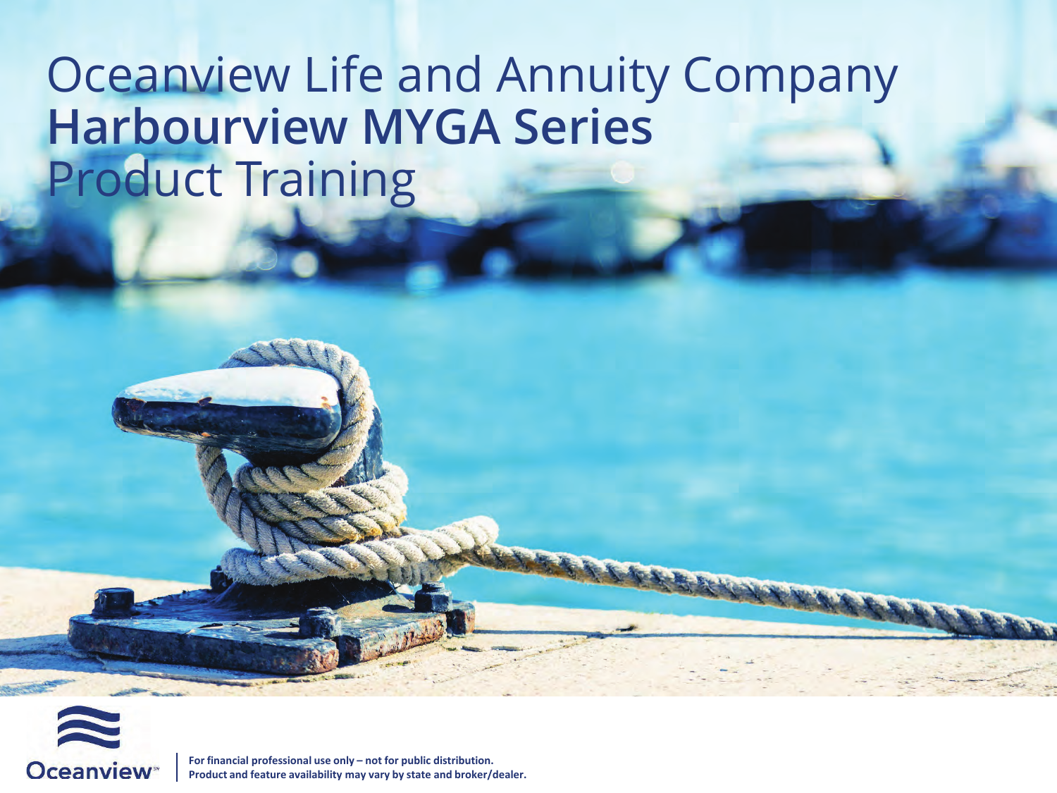# Oceanview Life and Annuity Company
# **Harbourview MYGA Series**
# Product Training

Oceanview℠

**For financial professional use only – not for public distribution.**
**Product and feature availability may vary by state and broker/dealer.**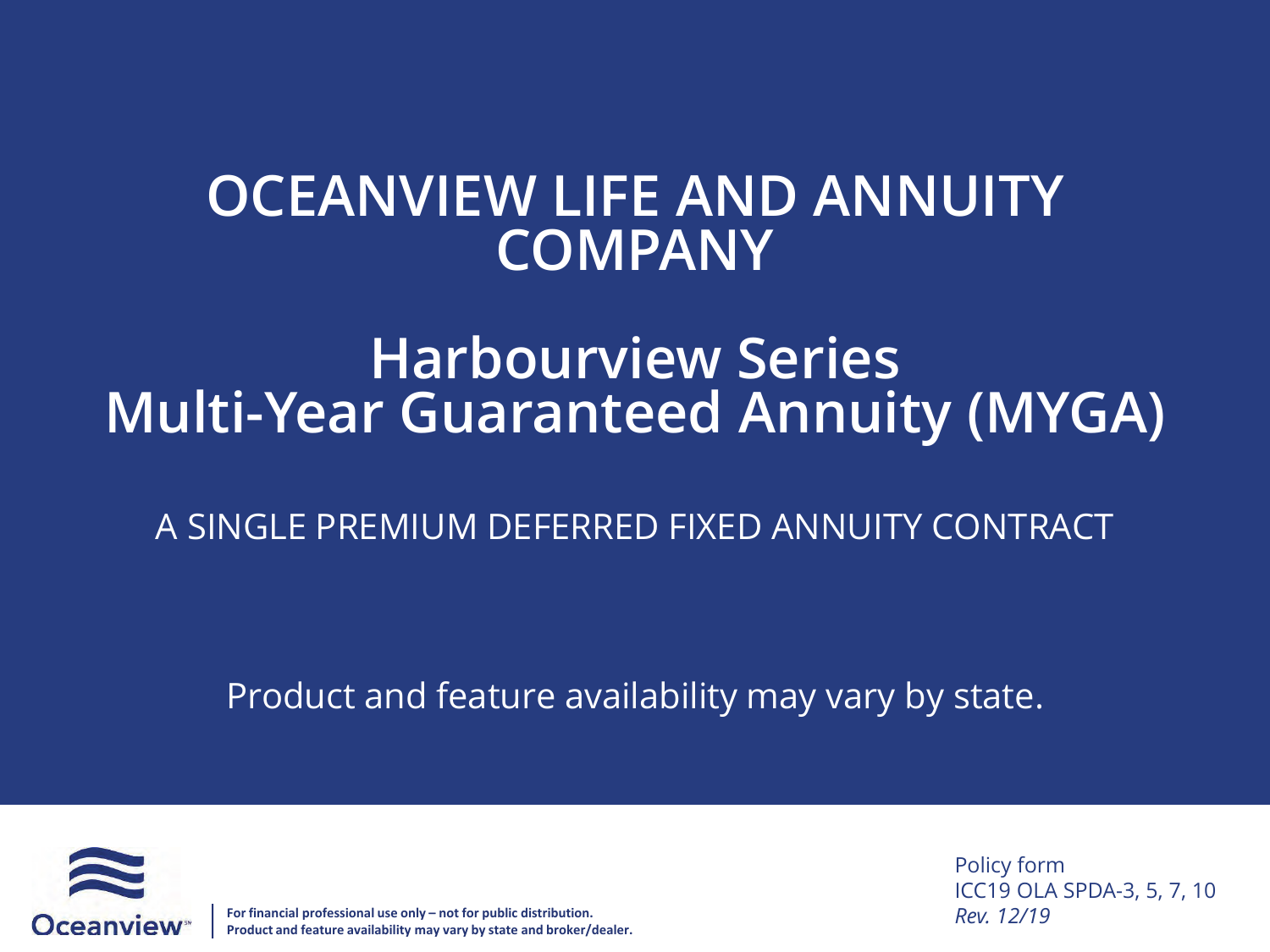# OCEANVIEW LIFE AND ANNUITY COMPANY

## Harbourview Series Multi-Year Guaranteed Annuity (MYGA)

A SINGLE PREMIUM DEFERRED FIXED ANNUITY CONTRACT

Product and feature availability may vary by state.

**For financial professional use only – not for public distribution.**
**Product and feature availability may vary by state and broker/dealer.**

Policy form
ICC19 OLA SPDA-3, 5, 7, 10
*Rev. 12/19*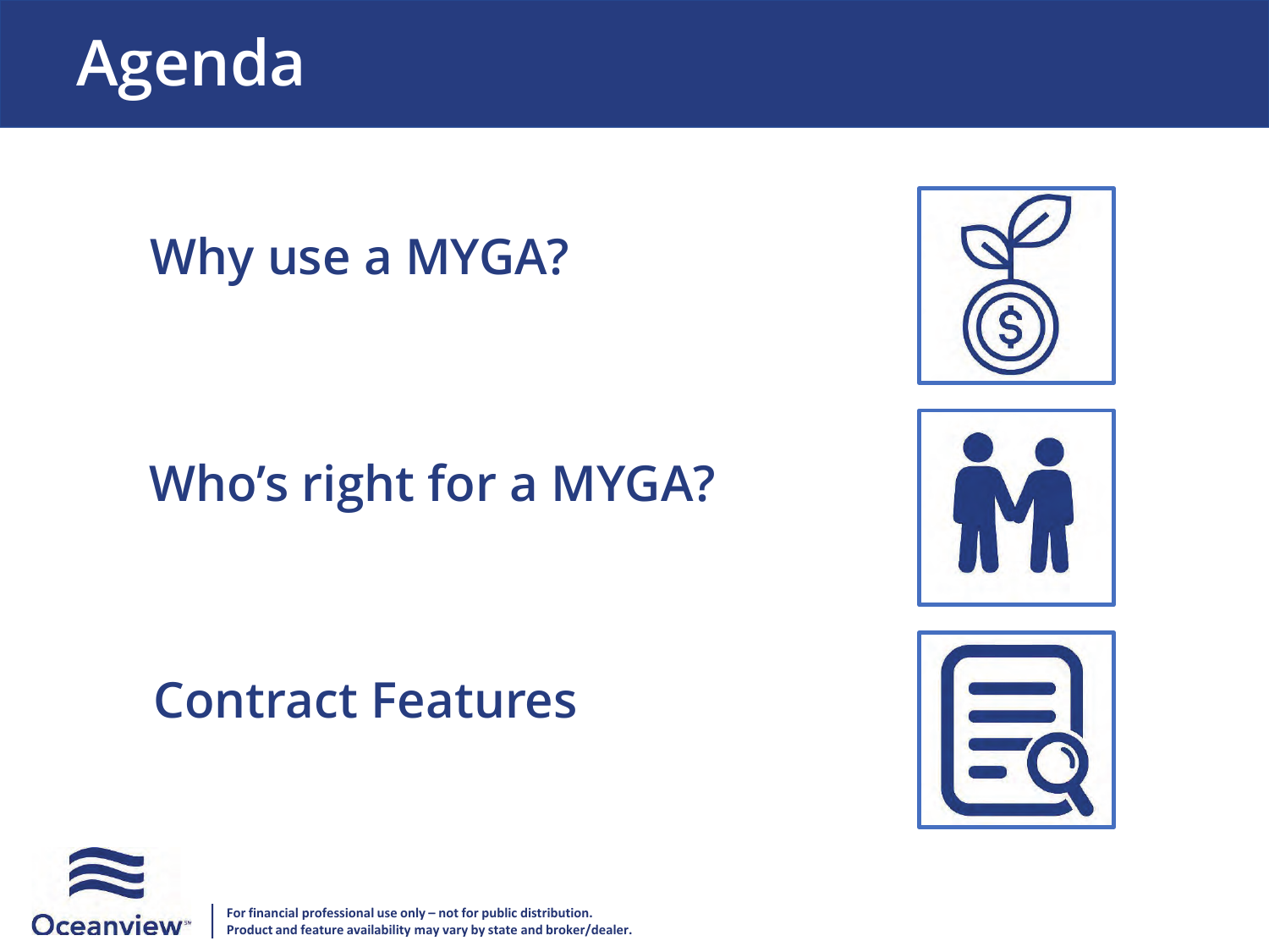# Agenda

## Why use a MYGA?

## Who's right for a MYGA?

## Contract Features

**For financial professional use only – not for public distribution.**
**Product and feature availability may vary by state and broker/dealer.**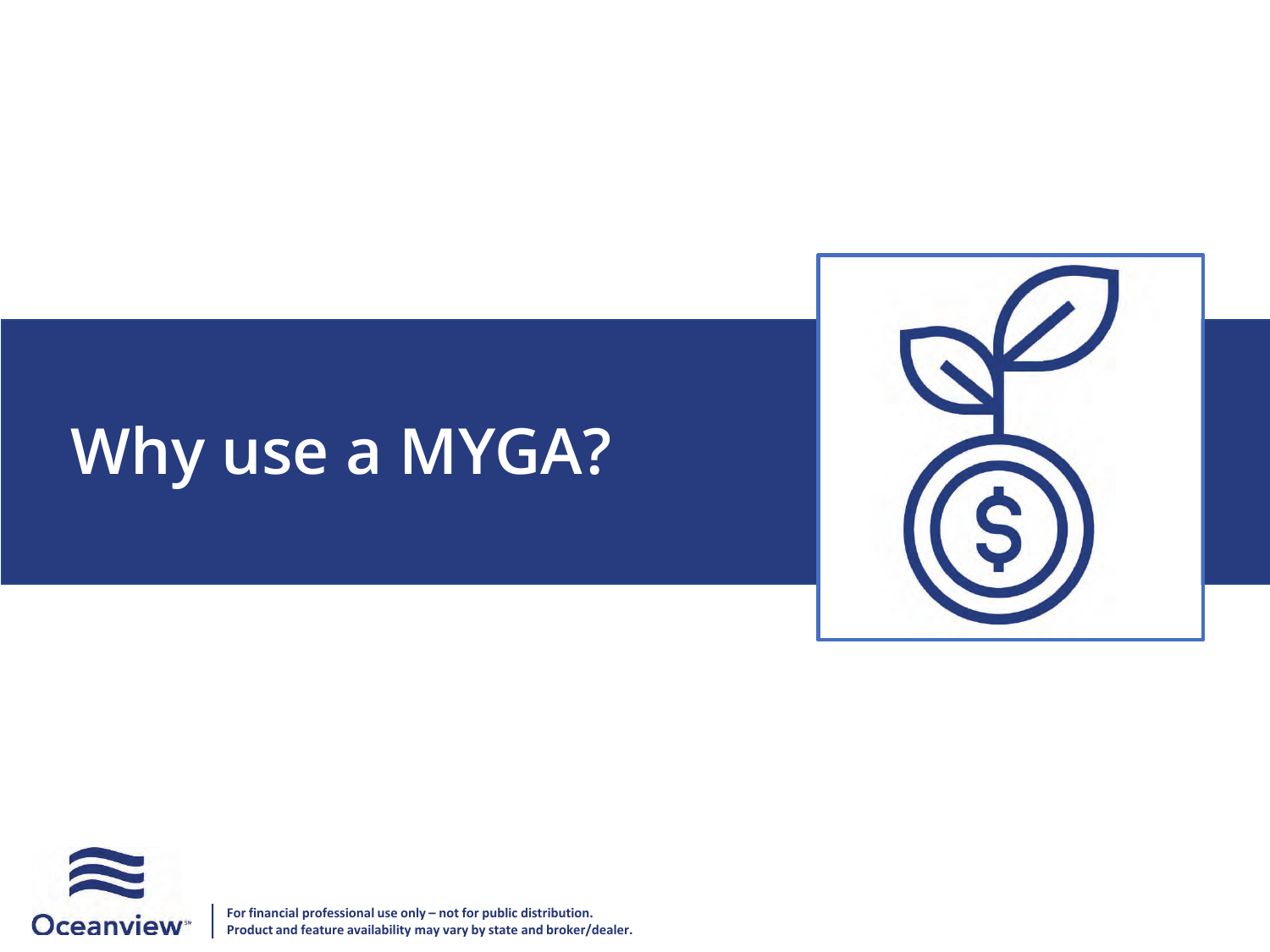# Why use a MYGA?

For financial professional use only – not for public distribution.
Product and feature availability may vary by state and broker/dealer.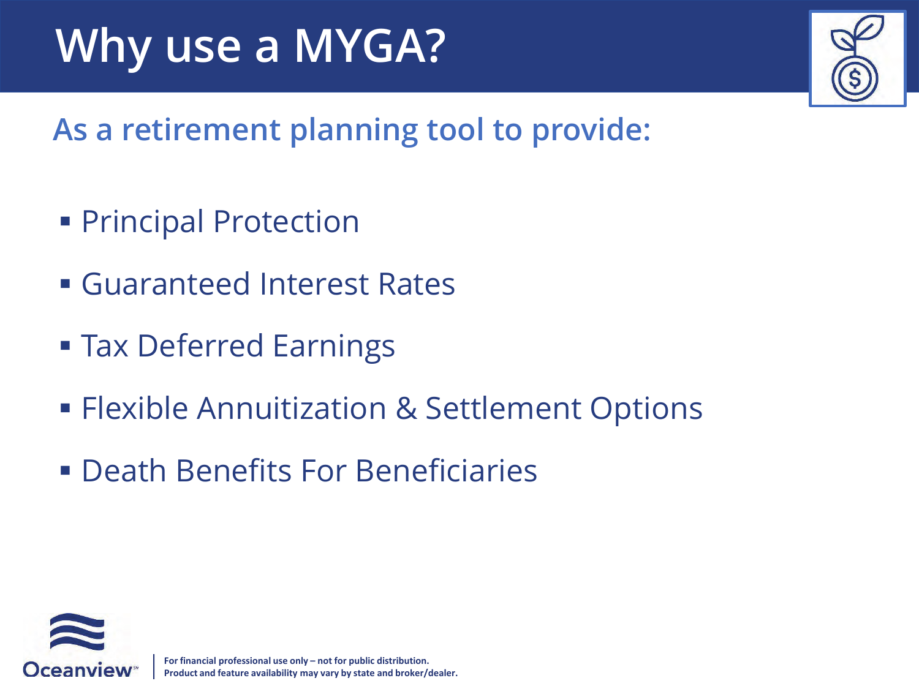# Why use a MYGA?

## As a retirement planning tool to provide:

- Principal Protection
- Guaranteed Interest Rates
- Tax Deferred Earnings
- Flexible Annuitization & Settlement Options
- Death Benefits For Beneficiaries

**For financial professional use only – not for public distribution.**
**Product and feature availability may vary by state and broker/dealer.**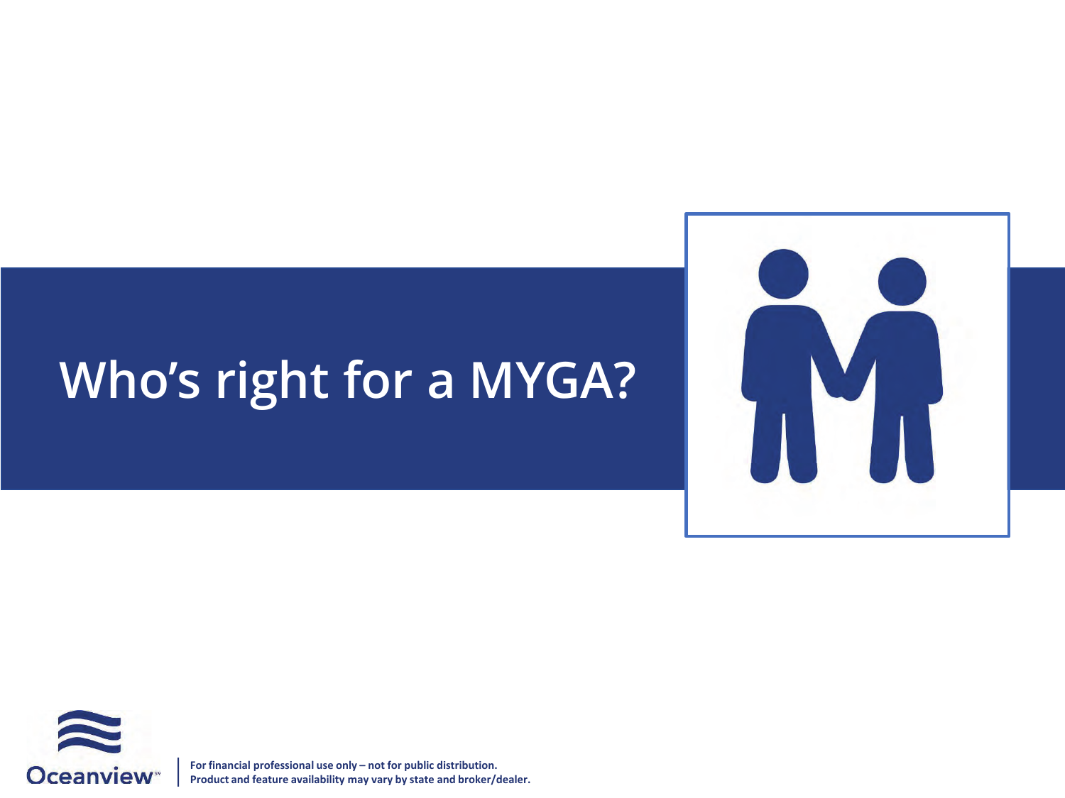# Who's right for a MYGA?

For financial professional use only – not for public distribution.
Product and feature availability may vary by state and broker/dealer.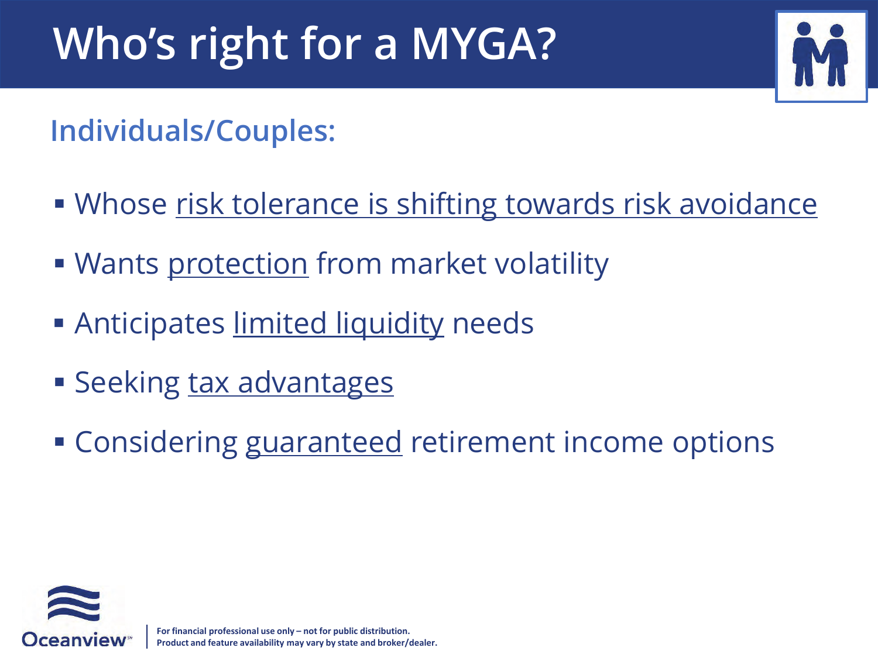# Who's right for a MYGA?

## Individuals/Couples:

- Whose risk tolerance is shifting towards risk avoidance
- Wants protection from market volatility
- Anticipates limited liquidity needs
- Seeking tax advantages
- Considering guaranteed retirement income options

**For financial professional use only – not for public distribution.**
**Product and feature availability may vary by state and broker/dealer.**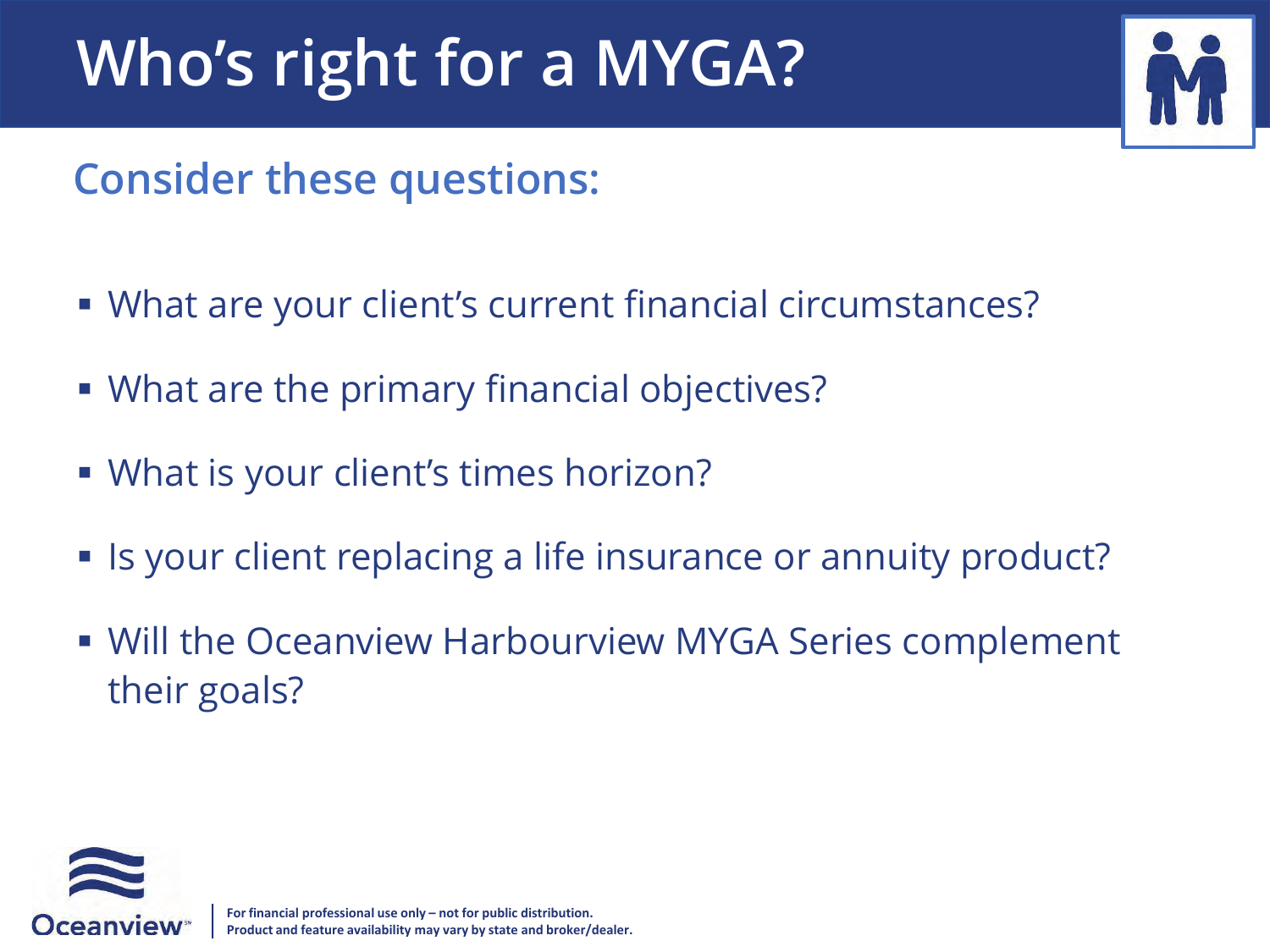# Who's right for a MYGA?

## Consider these questions:

- What are your client's current financial circumstances?
- What are the primary financial objectives?
- What is your client's times horizon?
- Is your client replacing a life insurance or annuity product?
- Will the Oceanview Harbourview MYGA Series complement their goals?

**For financial professional use only – not for public distribution.**
**Product and feature availability may vary by state and broker/dealer.**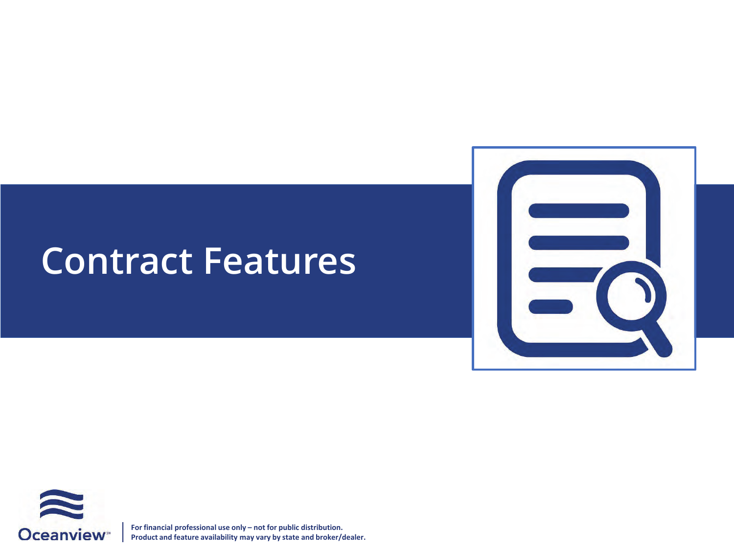# Contract Features

For financial professional use only – not for public distribution.
Product and feature availability may vary by state and broker/dealer.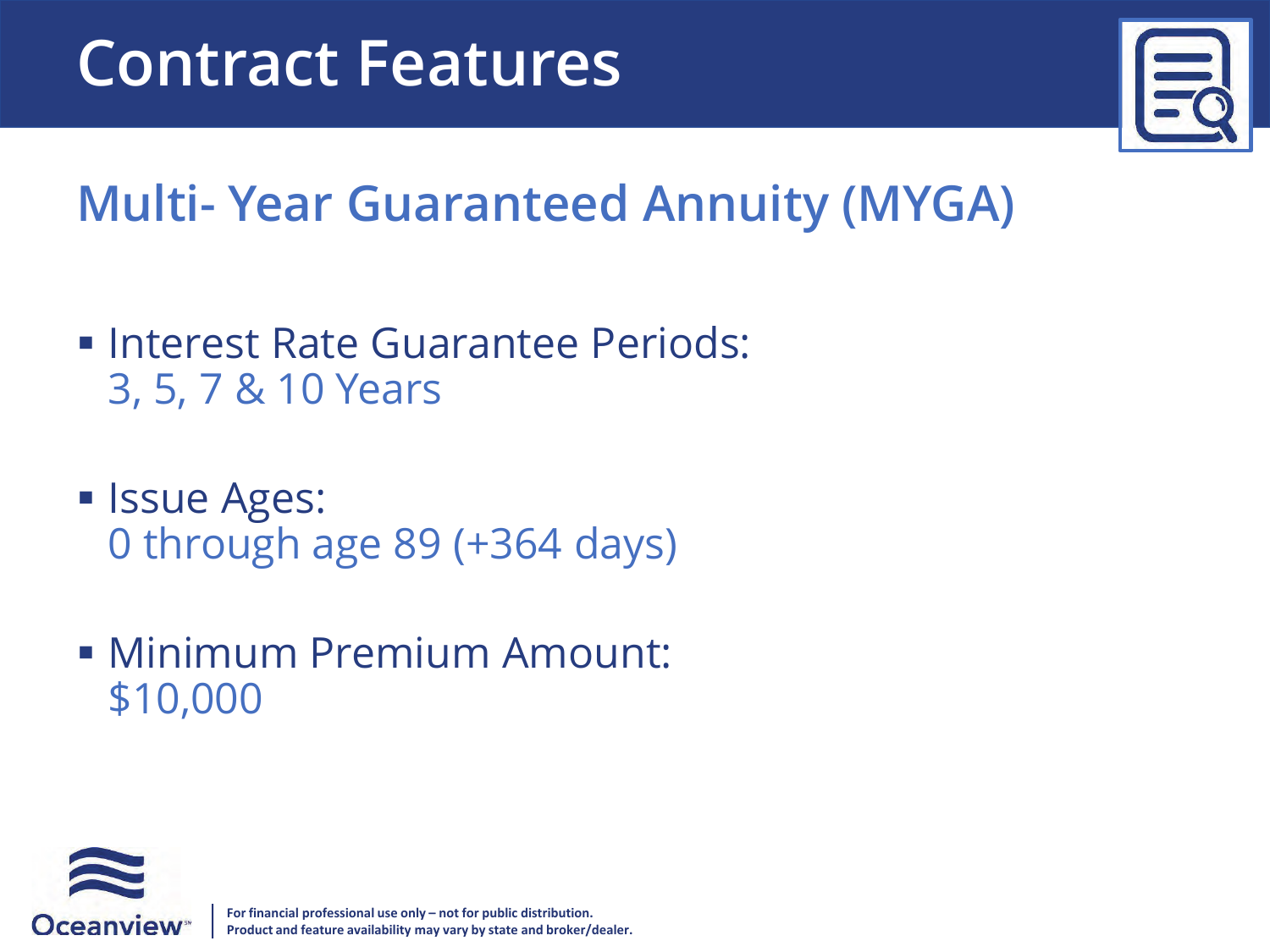# Contract Features

## Multi- Year Guaranteed Annuity (MYGA)

- Interest Rate Guarantee Periods:
  3, 5, 7 & 10 Years
- Issue Ages:
  0 through age 89 (+364 days)
- Minimum Premium Amount:
  $10,000

**For financial professional use only – not for public distribution.**
**Product and feature availability may vary by state and broker/dealer.**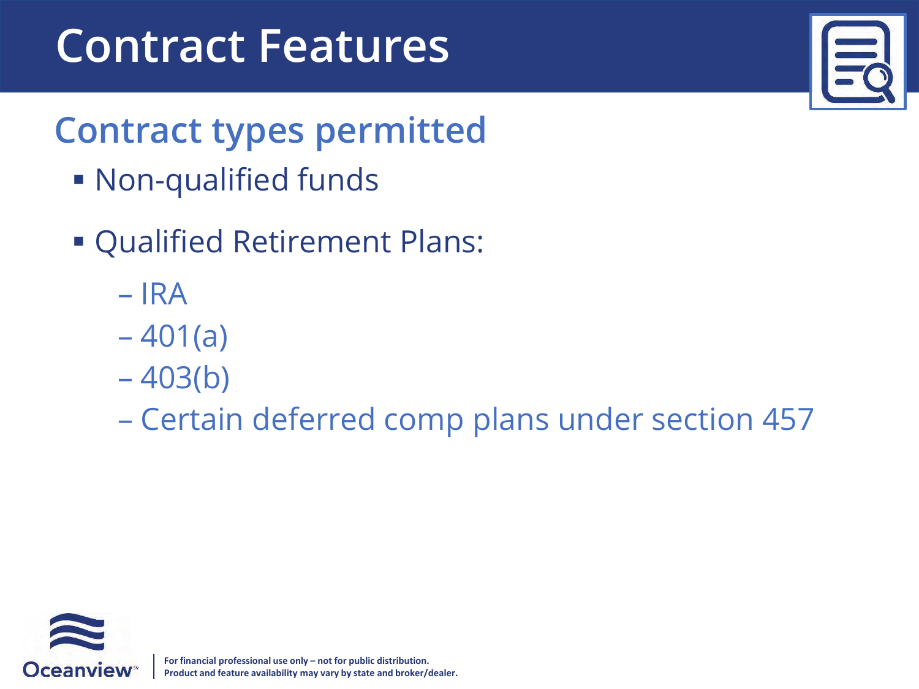# Contract Features

## Contract types permitted

- Non-qualified funds
- Qualified Retirement Plans:
  - IRA
  - 401(a)
  - 403(b)
  - Certain deferred comp plans under section 457

**For financial professional use only – not for public distribution.**
**Product and feature availability may vary by state and broker/dealer.**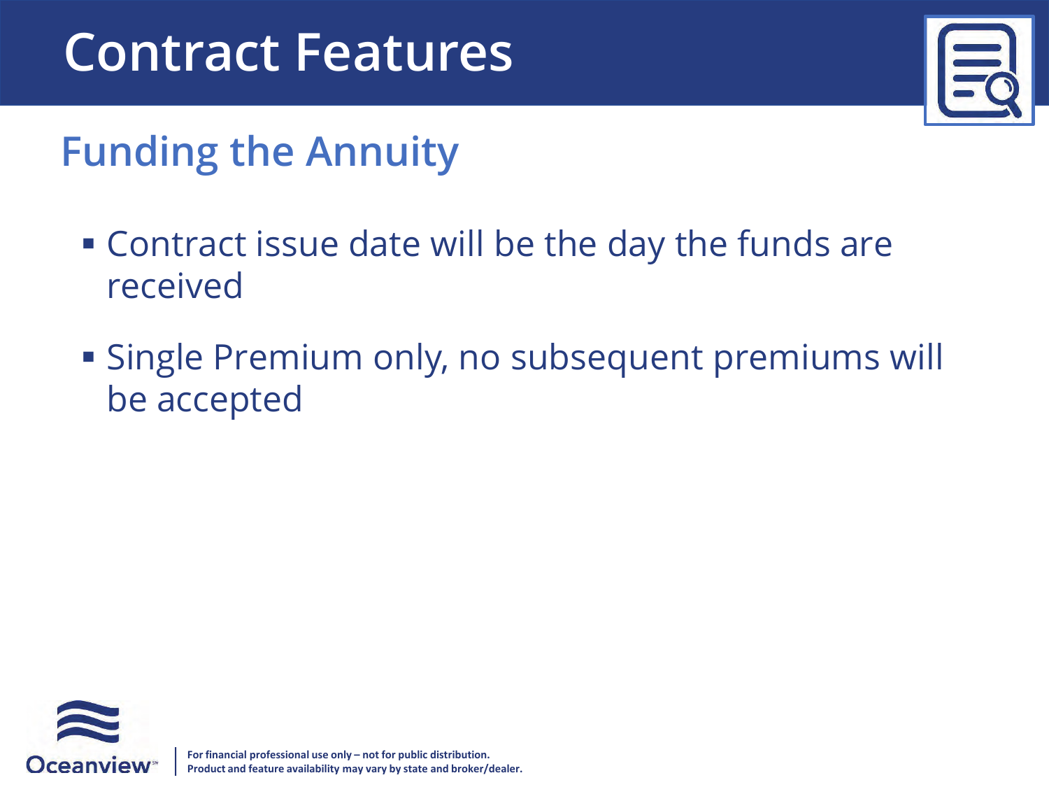# Contract Features

## Funding the Annuity

- Contract issue date will be the day the funds are received
- Single Premium only, no subsequent premiums will be accepted

**For financial professional use only – not for public distribution.**
**Product and feature availability may vary by state and broker/dealer.**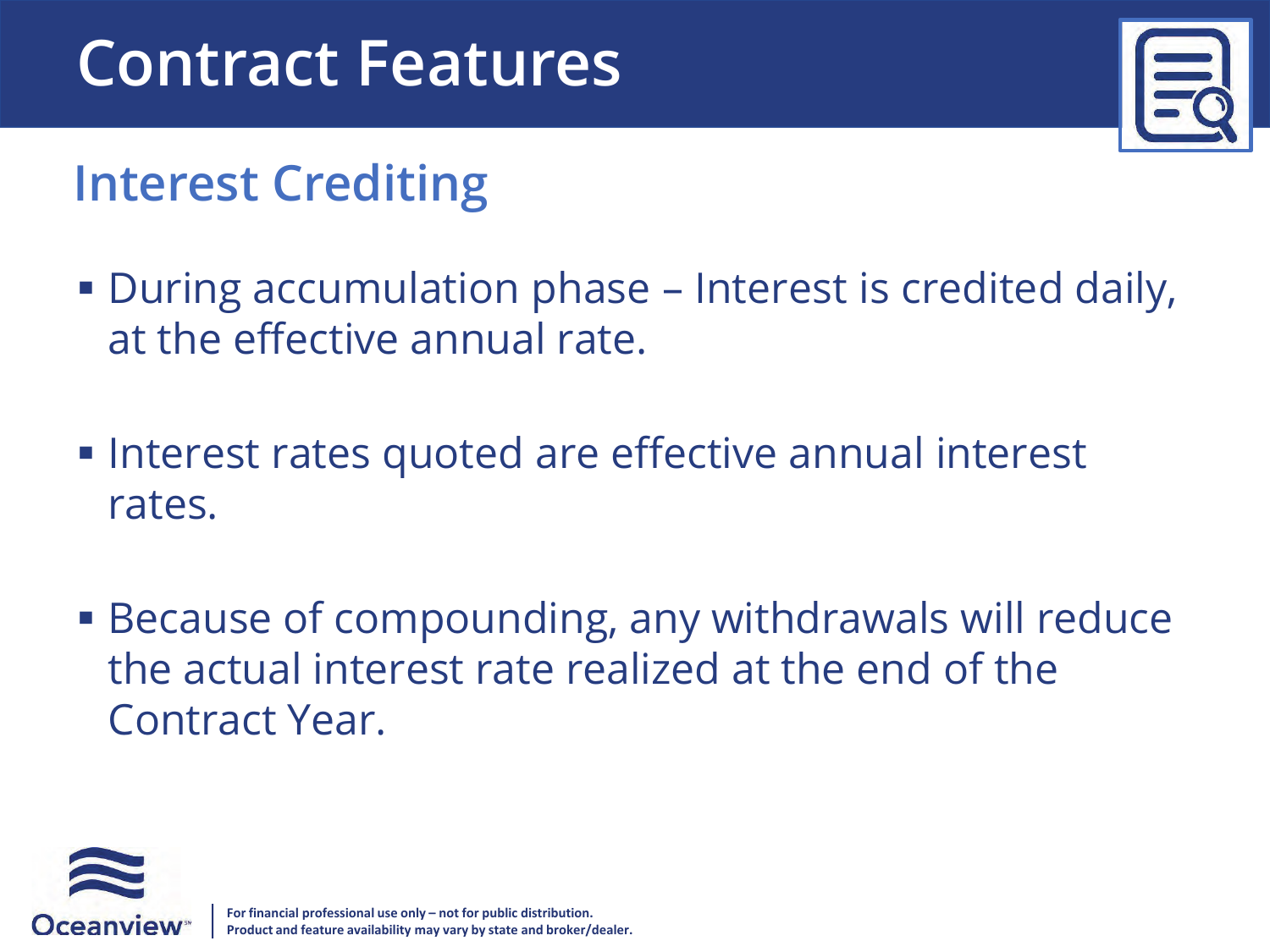# Contract Features

## Interest Crediting

- During accumulation phase – Interest is credited daily, at the effective annual rate.
- Interest rates quoted are effective annual interest rates.
- Because of compounding, any withdrawals will reduce the actual interest rate realized at the end of the Contract Year.

**For financial professional use only – not for public distribution.**
**Product and feature availability may vary by state and broker/dealer.**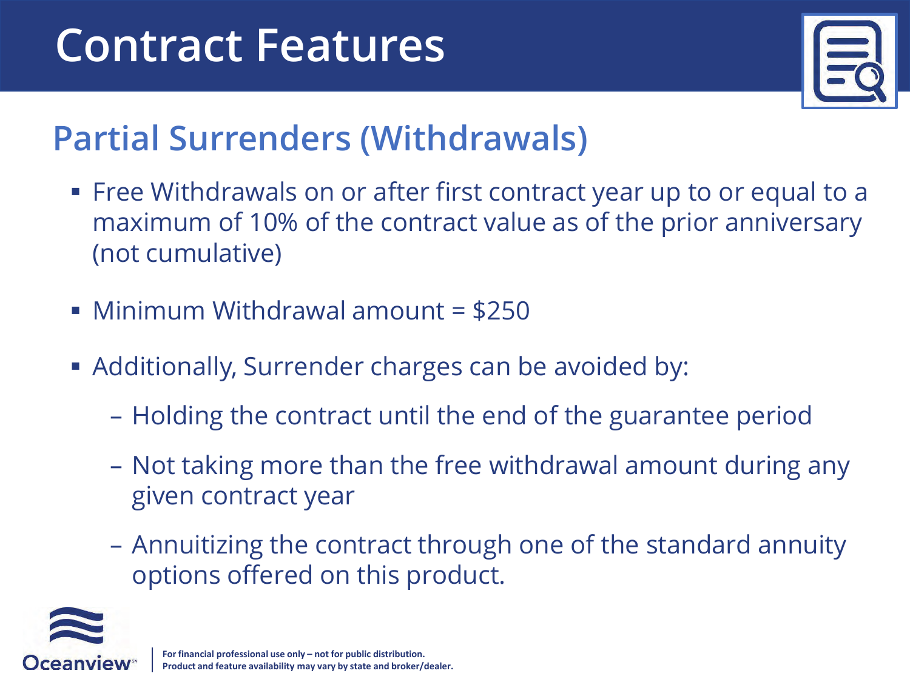# Contract Features

## Partial Surrenders (Withdrawals)

- Free Withdrawals on or after first contract year up to or equal to a maximum of 10% of the contract value as of the prior anniversary (not cumulative)
- Minimum Withdrawal amount = $250
- Additionally, Surrender charges can be avoided by:
  - Holding the contract until the end of the guarantee period
  - Not taking more than the free withdrawal amount during any given contract year
  - Annuitizing the contract through one of the standard annuity options offered on this product.

**For financial professional use only – not for public distribution.**
**Product and feature availability may vary by state and broker/dealer.**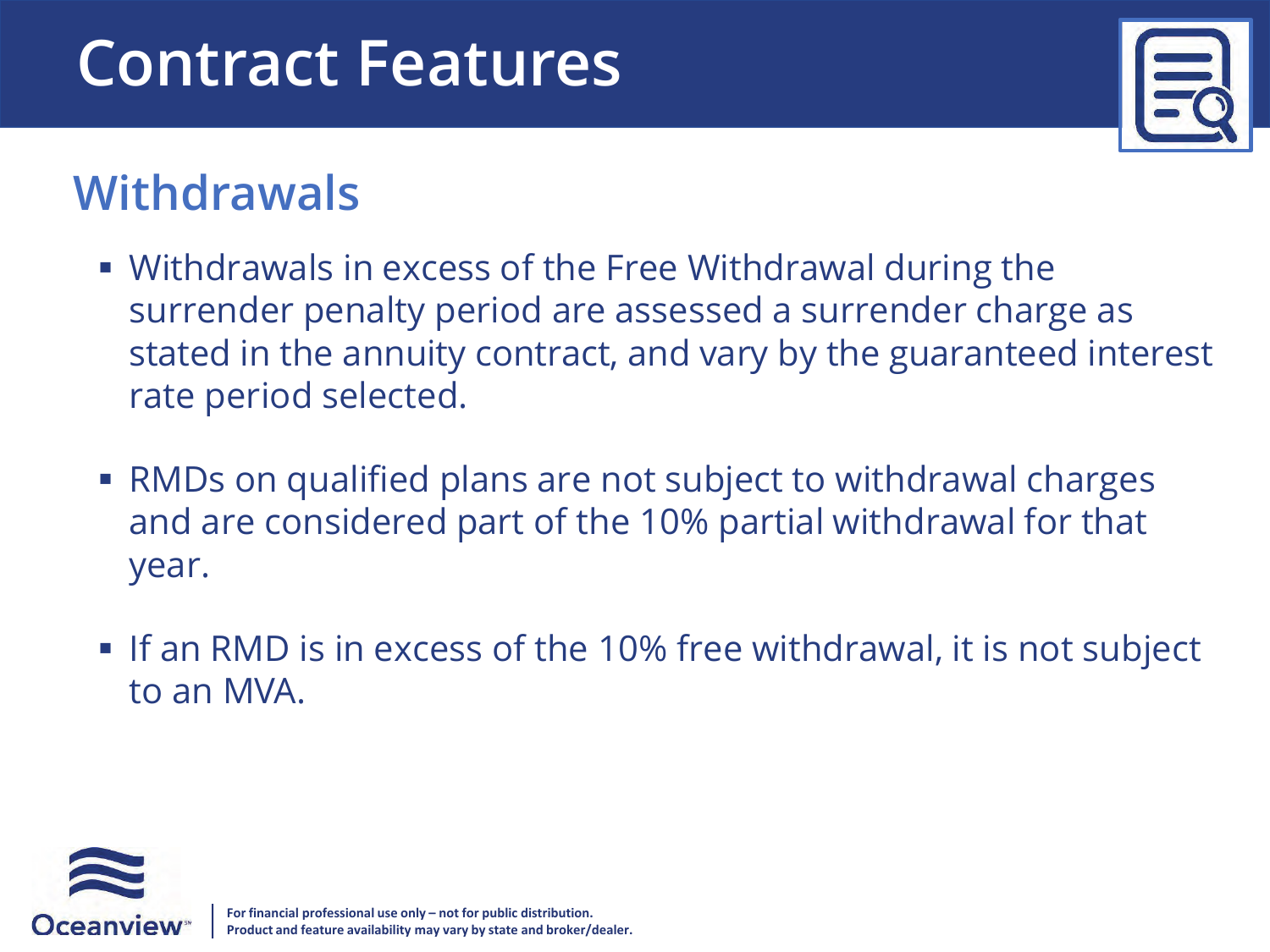# Contract Features

## Withdrawals

- Withdrawals in excess of the Free Withdrawal during the surrender penalty period are assessed a surrender charge as stated in the annuity contract, and vary by the guaranteed interest rate period selected.
- RMDs on qualified plans are not subject to withdrawal charges and are considered part of the 10% partial withdrawal for that year.
- If an RMD is in excess of the 10% free withdrawal, it is not subject to an MVA.

**For financial professional use only – not for public distribution.**
**Product and feature availability may vary by state and broker/dealer.**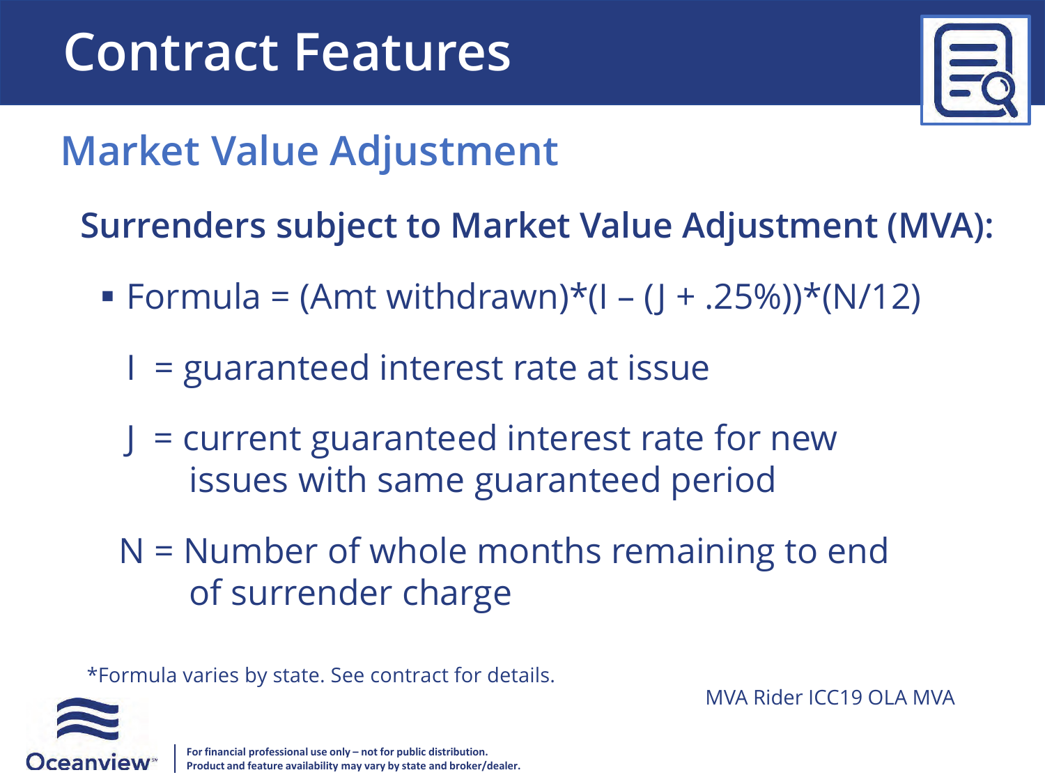# Contract Features

## Market Value Adjustment

**Surrenders subject to Market Value Adjustment (MVA):**

- Formula = (Amt withdrawn)*(I – (J + .25%))*(N/12)

  I = guaranteed interest rate at issue

  J = current guaranteed interest rate for new issues with same guaranteed period

  N = Number of whole months remaining to end of surrender charge

*Formula varies by state. See contract for details.

MVA Rider ICC19 OLA MVA

**For financial professional use only – not for public distribution.**
**Product and feature availability may vary by state and broker/dealer.**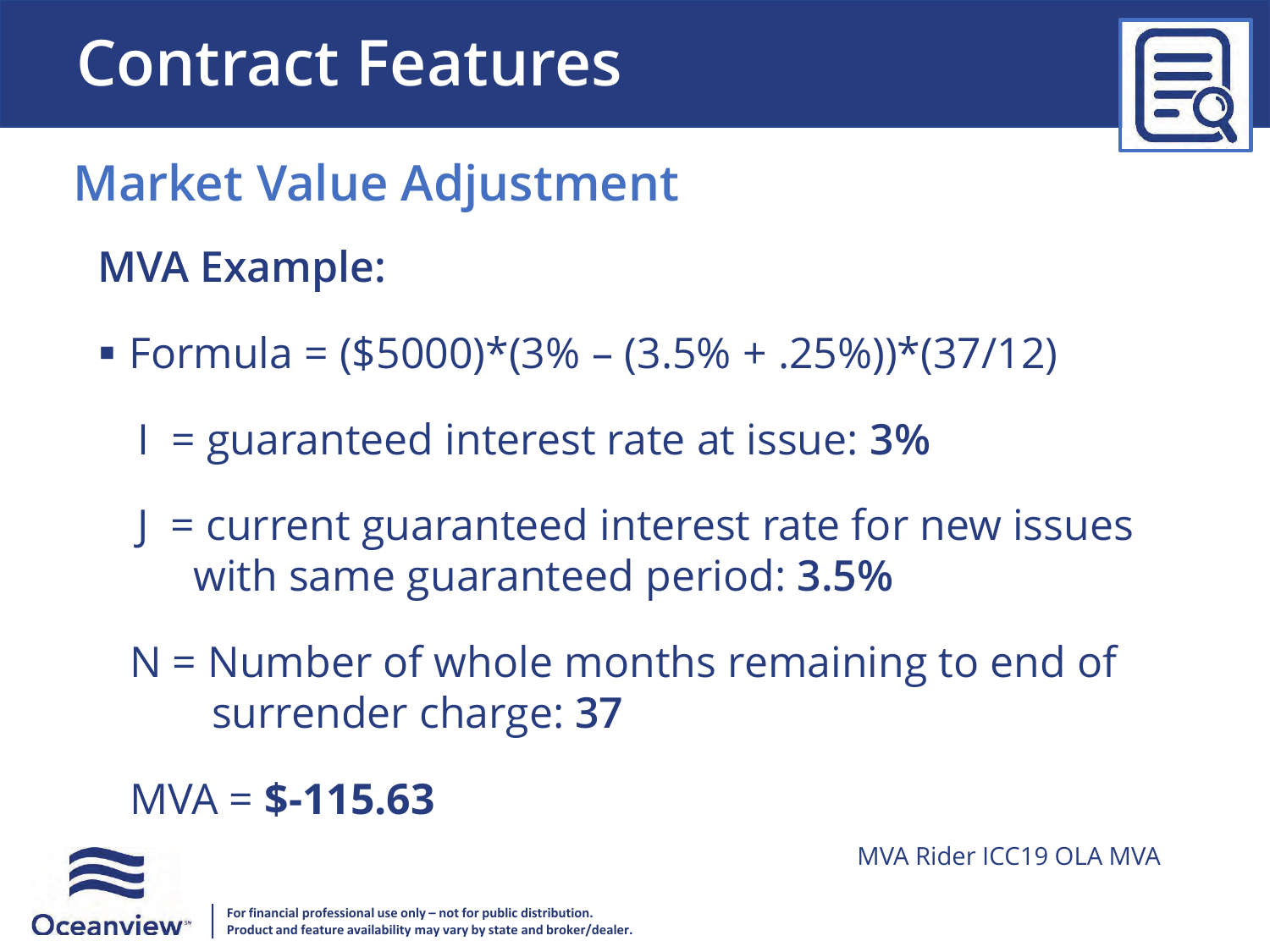# Contract Features

## Market Value Adjustment

### MVA Example:

- Formula = ($5000)*(3% – (3.5% + .25%))*(37/12)

  I = guaranteed interest rate at issue: **3%**

  J = current guaranteed interest rate for new issues with same guaranteed period: **3.5%**

  N = Number of whole months remaining to end of surrender charge: **37**

  MVA = **$-115.63**

MVA Rider ICC19 OLA MVA

**For financial professional use only – not for public distribution.**
**Product and feature availability may vary by state and broker/dealer.**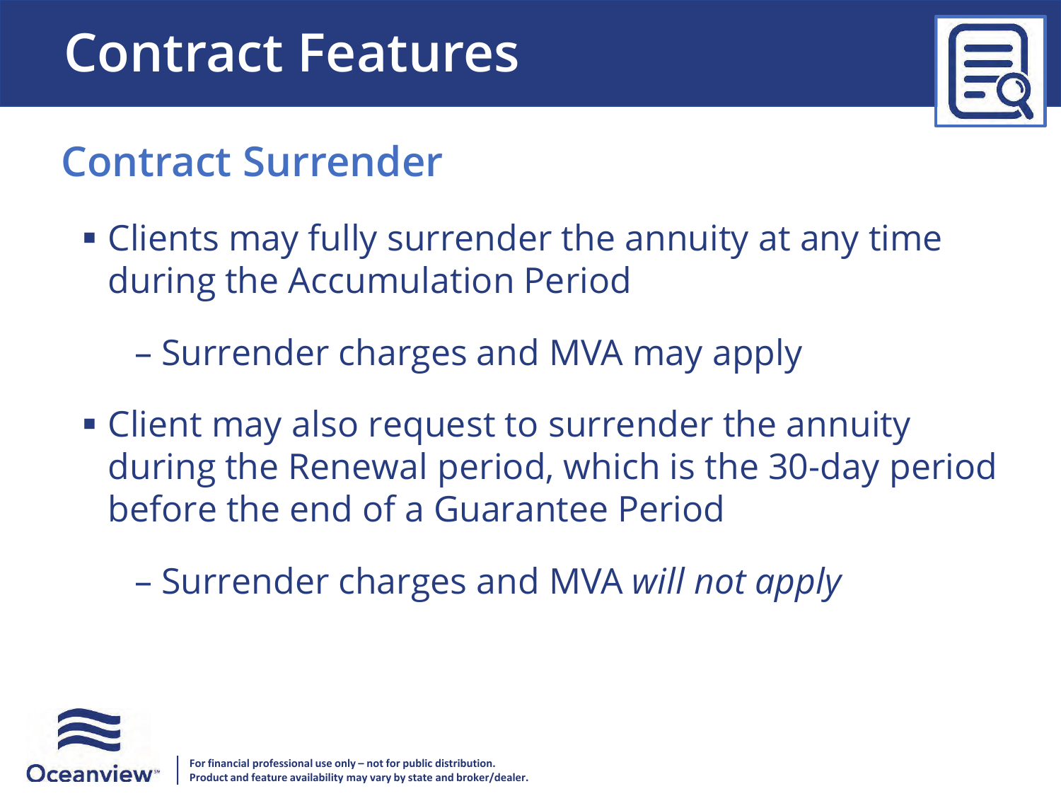# Contract Features

## Contract Surrender

- Clients may fully surrender the annuity at any time during the Accumulation Period
  - Surrender charges and MVA may apply
- Client may also request to surrender the annuity during the Renewal period, which is the 30-day period before the end of a Guarantee Period
  - Surrender charges and MVA *will not apply*

**For financial professional use only – not for public distribution.**
**Product and feature availability may vary by state and broker/dealer.**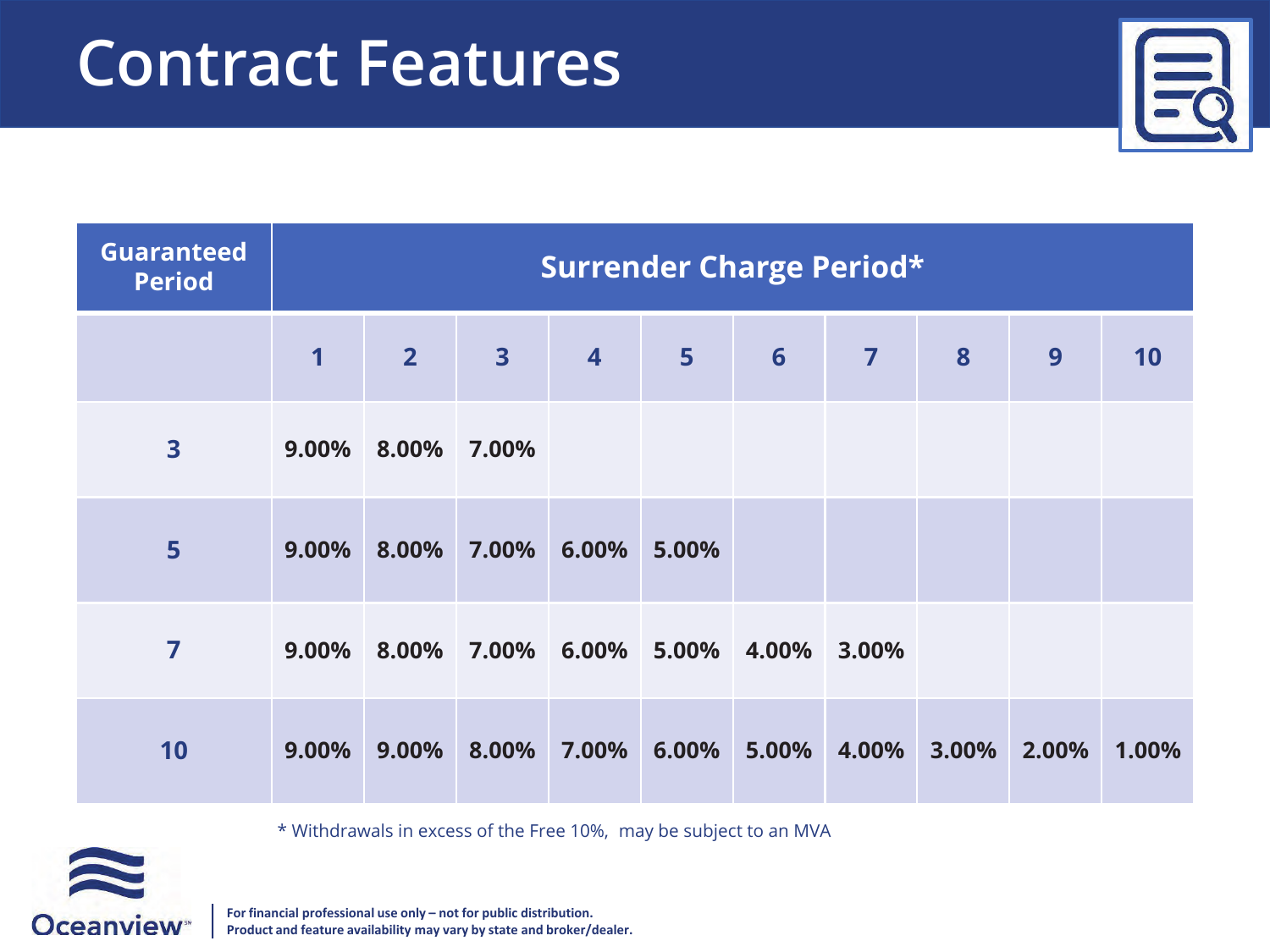# Contract Features

| Guaranteed Period | Surrender Charge Period* | | | | | | | | | |
|---|---|---|---|---|---|---|---|---|---|---|
| | 1 | 2 | 3 | 4 | 5 | 6 | 7 | 8 | 9 | 10 |
| 3 | 9.00% | 8.00% | 7.00% | | | | | | | |
| 5 | 9.00% | 8.00% | 7.00% | 6.00% | 5.00% | | | | | |
| 7 | 9.00% | 8.00% | 7.00% | 6.00% | 5.00% | 4.00% | 3.00% | | | |
| 10 | 9.00% | 9.00% | 8.00% | 7.00% | 6.00% | 5.00% | 4.00% | 3.00% | 2.00% | 1.00% |

* Withdrawals in excess of the Free 10%, may be subject to an MVA

Oceanview℠

**For financial professional use only – not for public distribution.**
**Product and feature availability may vary by state and broker/dealer.**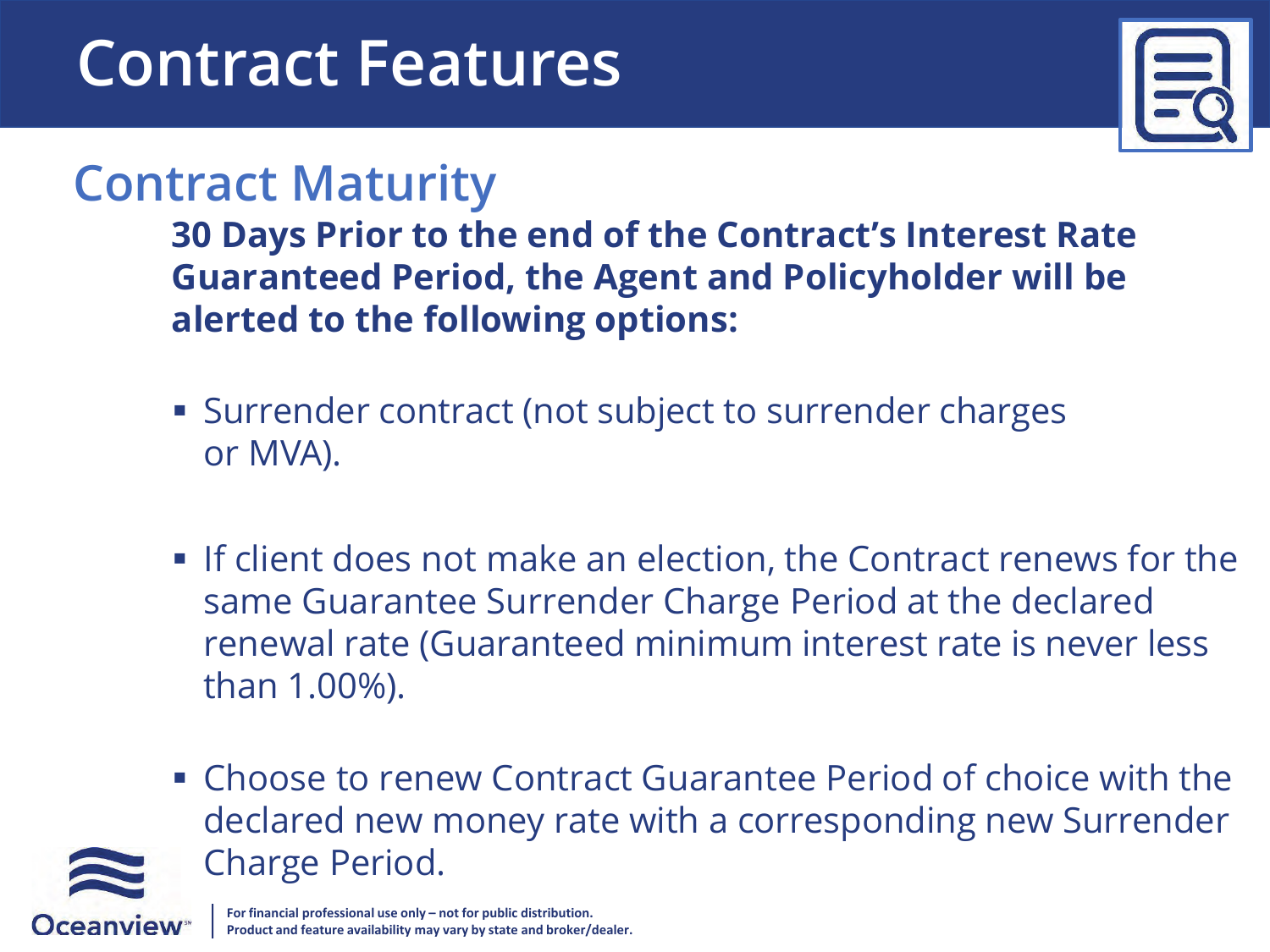# Contract Features

## Contract Maturity

**30 Days Prior to the end of the Contract's Interest Rate Guaranteed Period, the Agent and Policyholder will be alerted to the following options:**

- Surrender contract (not subject to surrender charges or MVA).
- If client does not make an election, the Contract renews for the same Guarantee Surrender Charge Period at the declared renewal rate (Guaranteed minimum interest rate is never less than 1.00%).
- Choose to renew Contract Guarantee Period of choice with the declared new money rate with a corresponding new Surrender Charge Period.

**For financial professional use only – not for public distribution.**
**Product and feature availability may vary by state and broker/dealer.**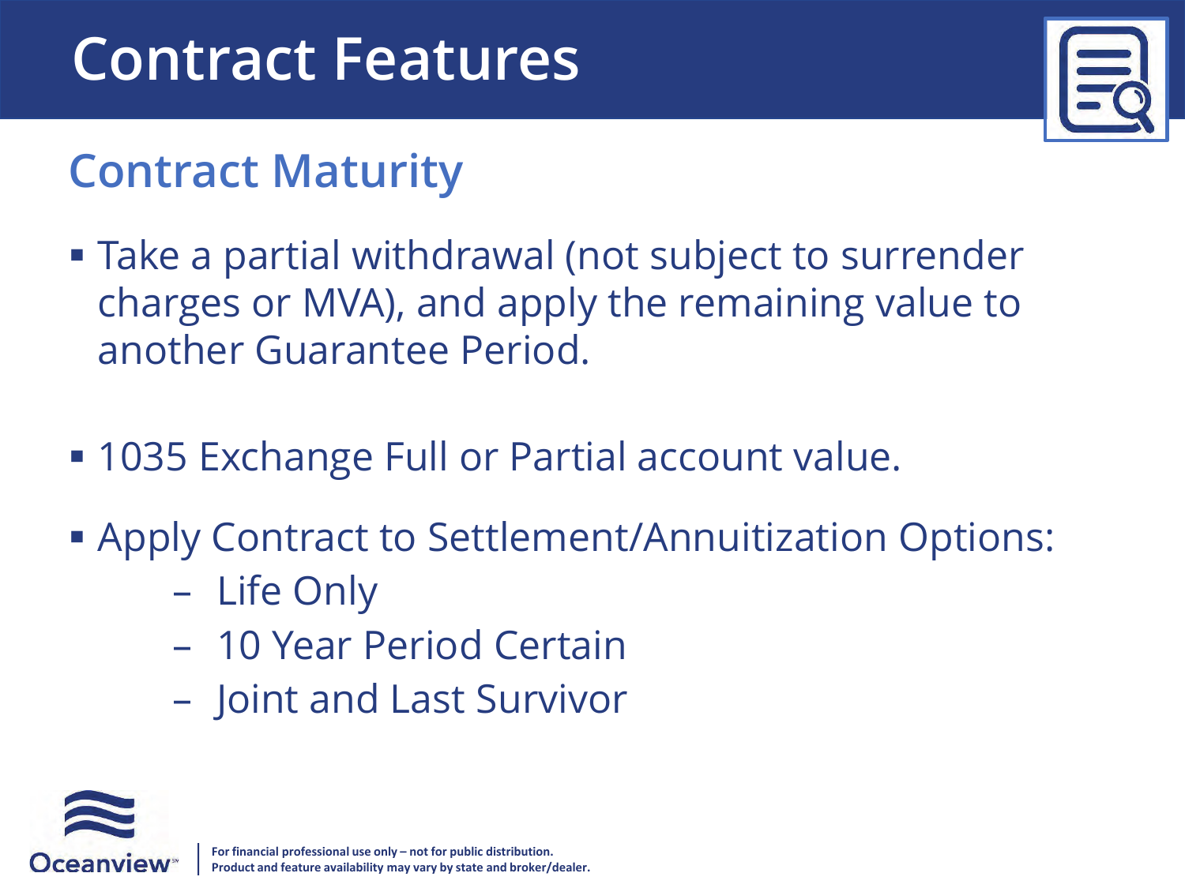# Contract Features

## Contract Maturity

- Take a partial withdrawal (not subject to surrender charges or MVA), and apply the remaining value to another Guarantee Period.
- 1035 Exchange Full or Partial account value.
- Apply Contract to Settlement/Annuitization Options:
  - Life Only
  - 10 Year Period Certain
  - Joint and Last Survivor

**For financial professional use only – not for public distribution.**
**Product and feature availability may vary by state and broker/dealer.**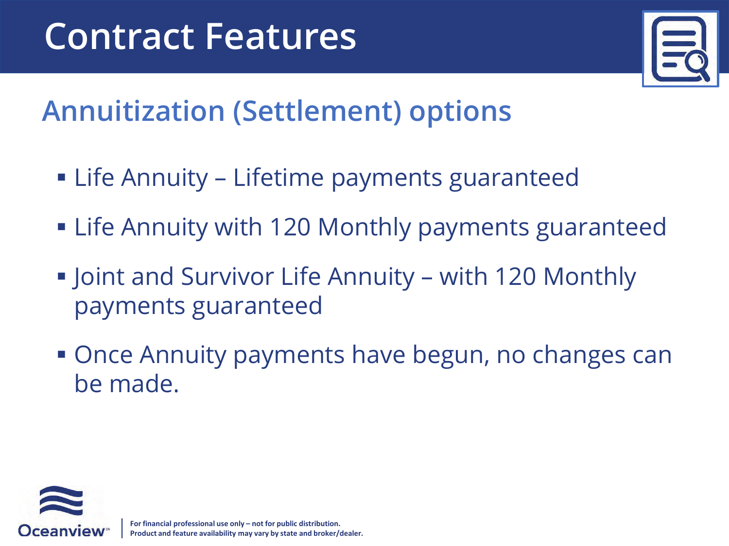# Contract Features

## Annuitization (Settlement) options

- Life Annuity – Lifetime payments guaranteed
- Life Annuity with 120 Monthly payments guaranteed
- Joint and Survivor Life Annuity – with 120 Monthly payments guaranteed
- Once Annuity payments have begun, no changes can be made.

**For financial professional use only – not for public distribution.**
**Product and feature availability may vary by state and broker/dealer.**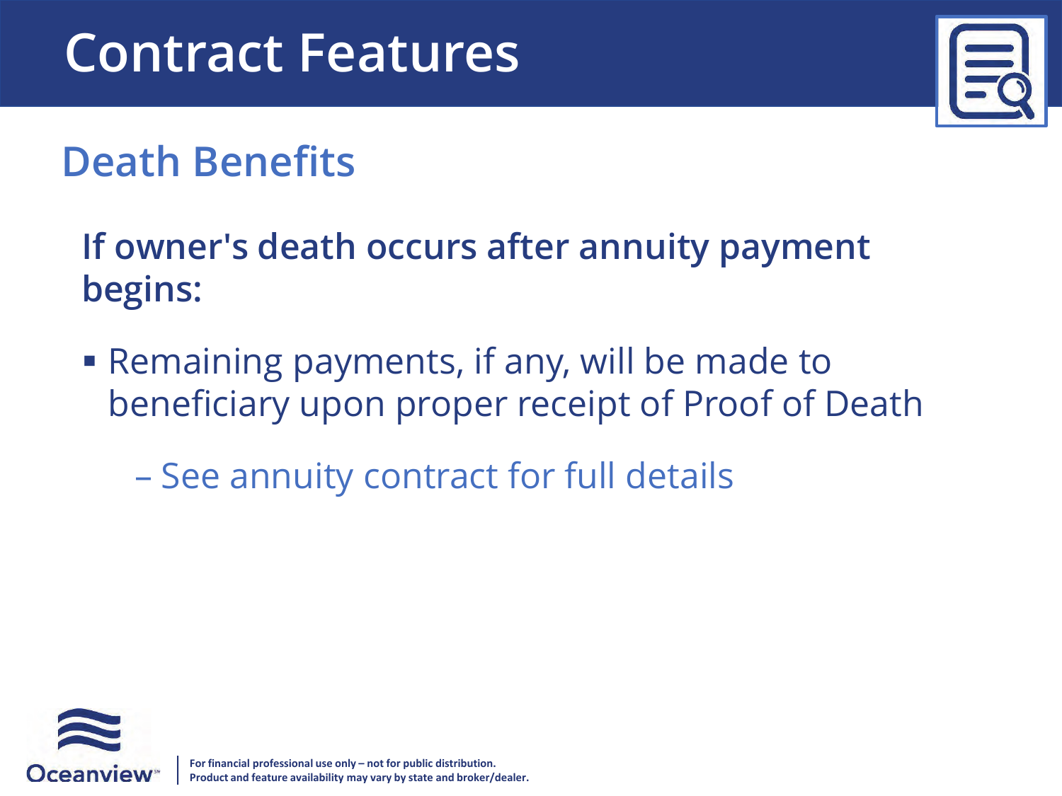# Contract Features

## Death Benefits

**If owner's death occurs after annuity payment begins:**

- Remaining payments, if any, will be made to beneficiary upon proper receipt of Proof of Death
  - See annuity contract for full details

**For financial professional use only – not for public distribution.**
**Product and feature availability may vary by state and broker/dealer.**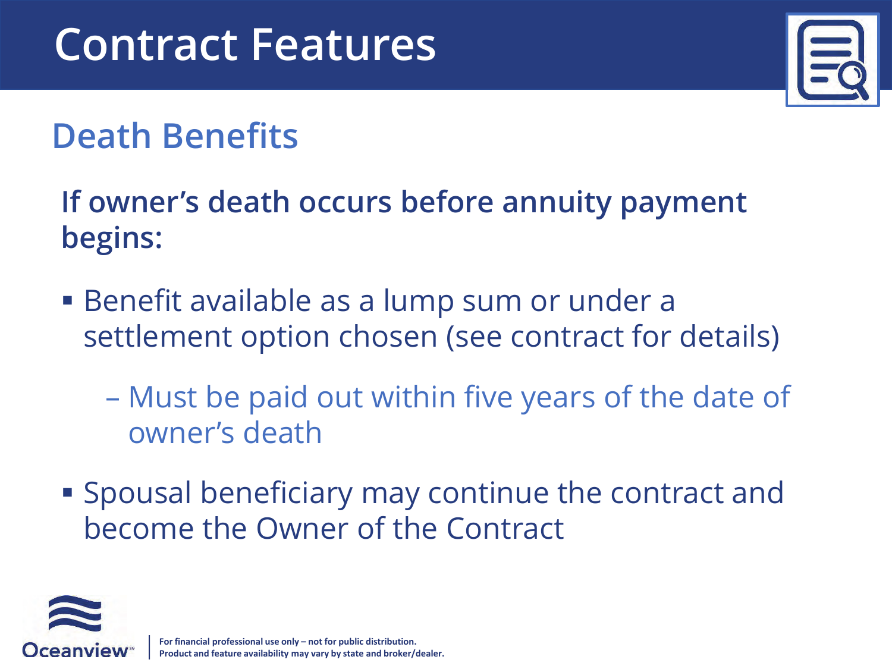# Contract Features

## Death Benefits

**If owner's death occurs before annuity payment begins:**

- Benefit available as a lump sum or under a settlement option chosen (see contract for details)
  - Must be paid out within five years of the date of owner's death
- Spousal beneficiary may continue the contract and become the Owner of the Contract

**For financial professional use only – not for public distribution.**
**Product and feature availability may vary by state and broker/dealer.**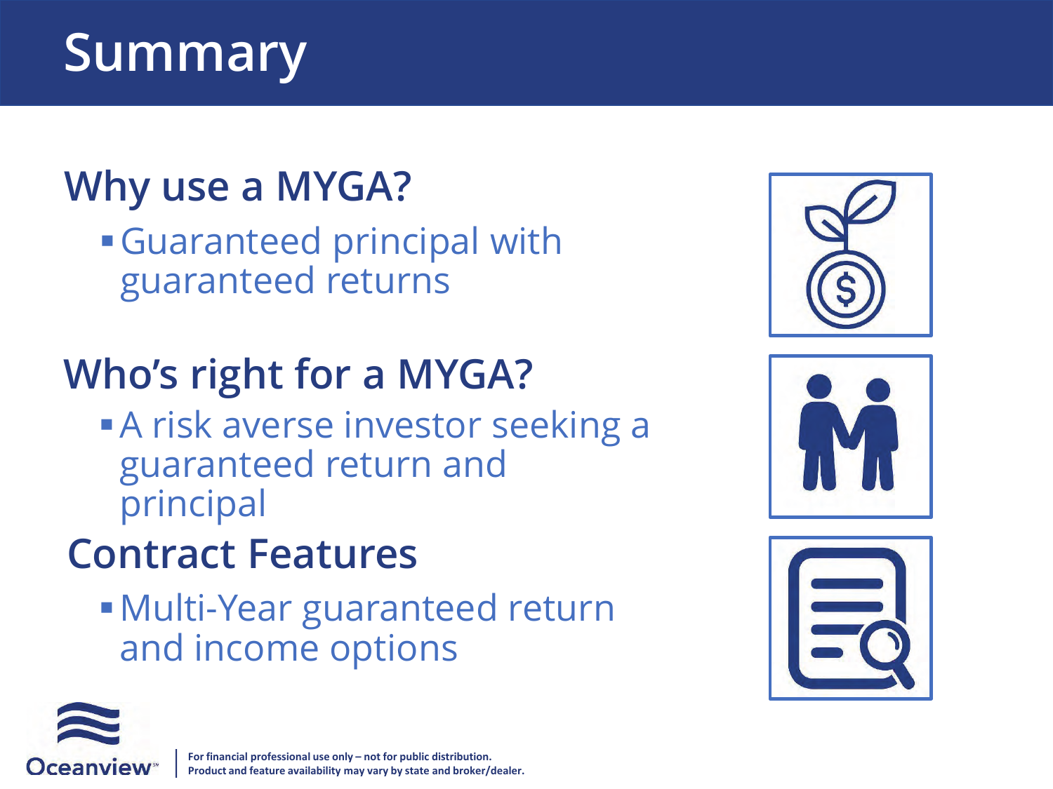# Summary

## Why use a MYGA?

- Guaranteed principal with guaranteed returns

## Who's right for a MYGA?

- A risk averse investor seeking a guaranteed return and principal

## Contract Features

- Multi-Year guaranteed return and income options

**For financial professional use only – not for public distribution.**
**Product and feature availability may vary by state and broker/dealer.**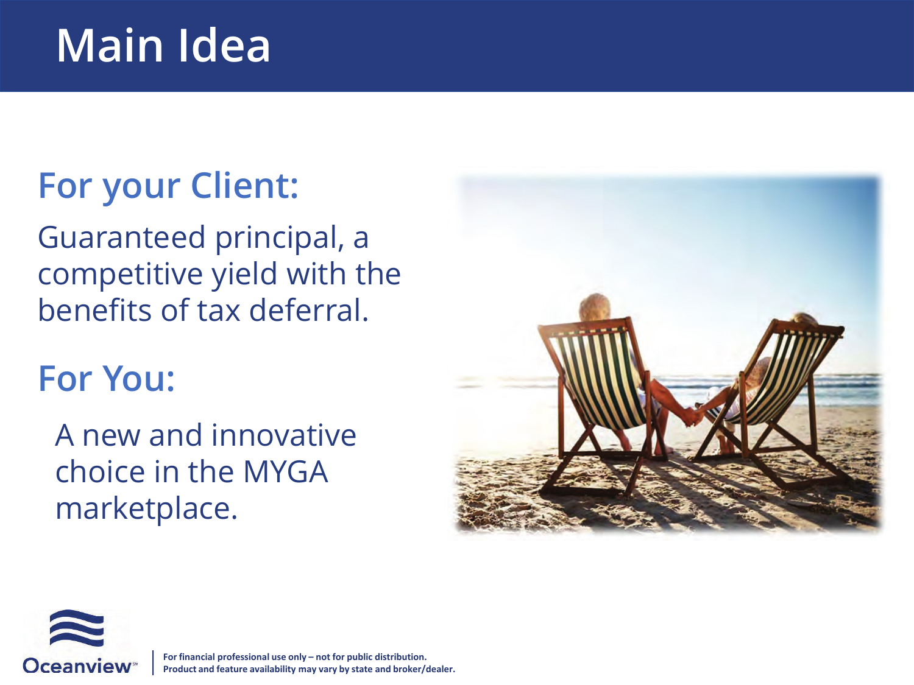# Main Idea

## For your Client:

Guaranteed principal, a competitive yield with the benefits of tax deferral.

## For You:

A new and innovative choice in the MYGA marketplace.

For financial professional use only – not for public distribution.
Product and feature availability may vary by state and broker/dealer.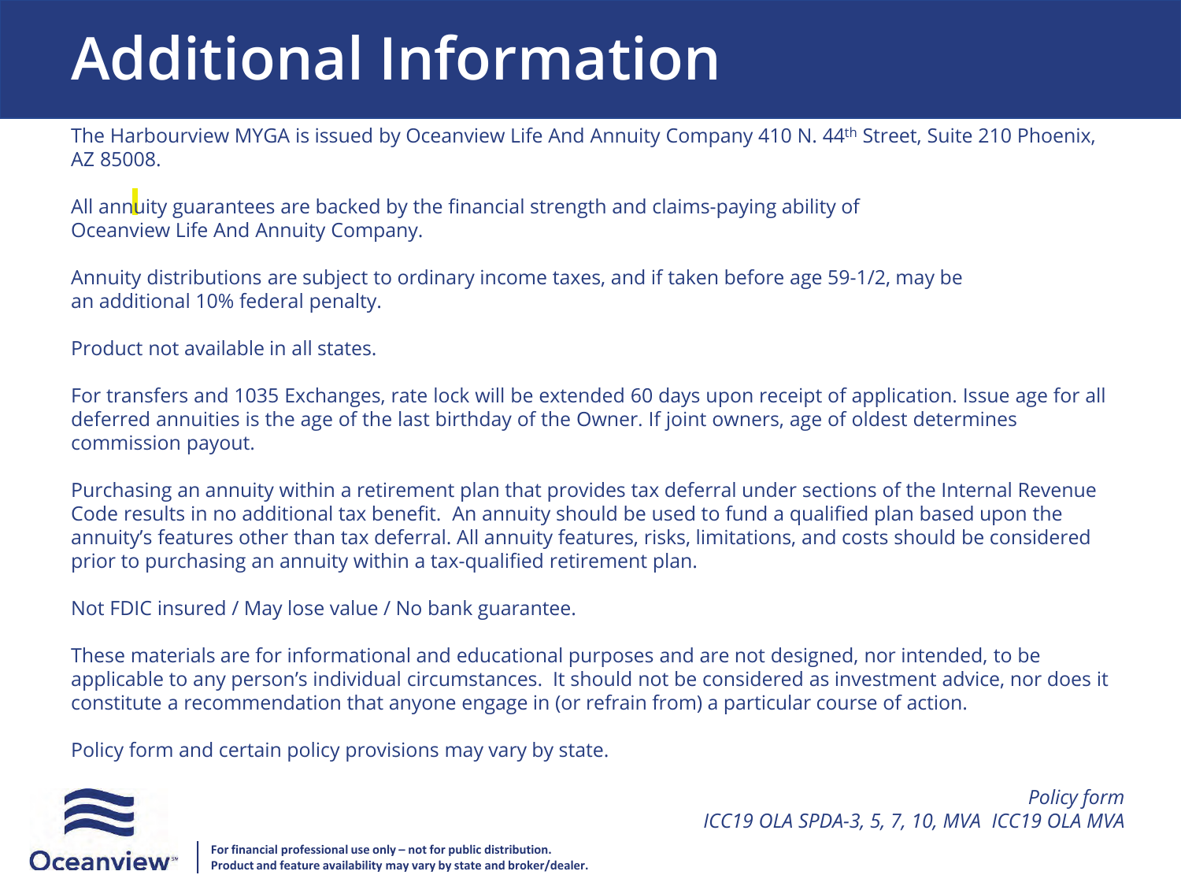# Additional Information

The Harbourview MYGA is issued by Oceanview Life And Annuity Company 410 N. 44th Street, Suite 210 Phoenix, AZ 85008.

All annuity guarantees are backed by the financial strength and claims-paying ability of Oceanview Life And Annuity Company.

Annuity distributions are subject to ordinary income taxes, and if taken before age 59-1/2, may be an additional 10% federal penalty.

Product not available in all states.

For transfers and 1035 Exchanges, rate lock will be extended 60 days upon receipt of application. Issue age for all deferred annuities is the age of the last birthday of the Owner. If joint owners, age of oldest determines commission payout.

Purchasing an annuity within a retirement plan that provides tax deferral under sections of the Internal Revenue Code results in no additional tax benefit. An annuity should be used to fund a qualified plan based upon the annuity's features other than tax deferral. All annuity features, risks, limitations, and costs should be considered prior to purchasing an annuity within a tax-qualified retirement plan.

Not FDIC insured / May lose value / No bank guarantee.

These materials are for informational and educational purposes and are not designed, nor intended, to be applicable to any person's individual circumstances. It should not be considered as investment advice, nor does it constitute a recommendation that anyone engage in (or refrain from) a particular course of action.

Policy form and certain policy provisions may vary by state.

*Policy form*
*ICC19 OLA SPDA-3, 5, 7, 10, MVA ICC19 OLA MVA*

Oceanview

**For financial professional use only – not for public distribution.**
**Product and feature availability may vary by state and broker/dealer.**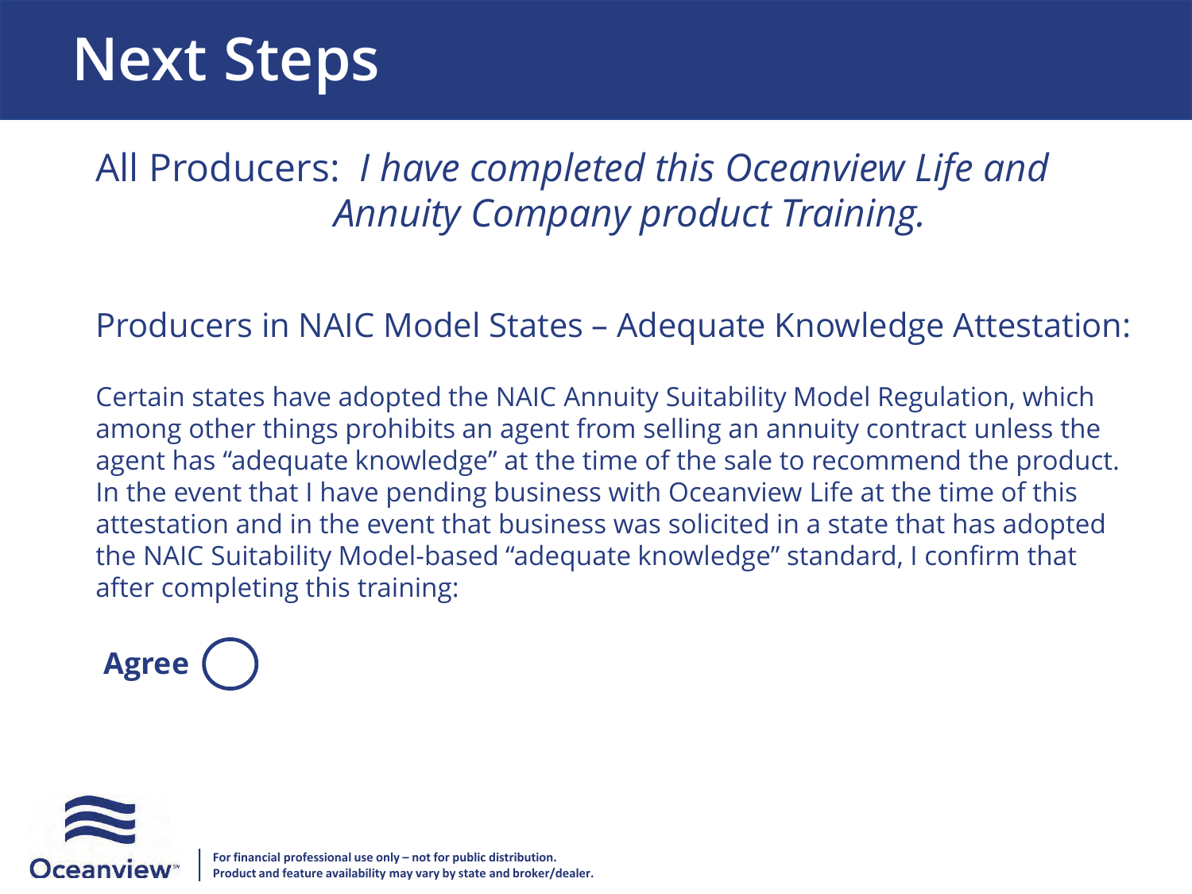# Next Steps

All Producers: *I have completed this Oceanview Life and Annuity Company product Training.*

Producers in NAIC Model States – Adequate Knowledge Attestation:

Certain states have adopted the NAIC Annuity Suitability Model Regulation, which among other things prohibits an agent from selling an annuity contract unless the agent has "adequate knowledge" at the time of the sale to recommend the product. In the event that I have pending business with Oceanview Life at the time of this attestation and in the event that business was solicited in a state that has adopted the NAIC Suitability Model-based "adequate knowledge" standard, I confirm that after completing this training:

**Agree** ◯

**For financial professional use only – not for public distribution.**
**Product and feature availability may vary by state and broker/dealer.**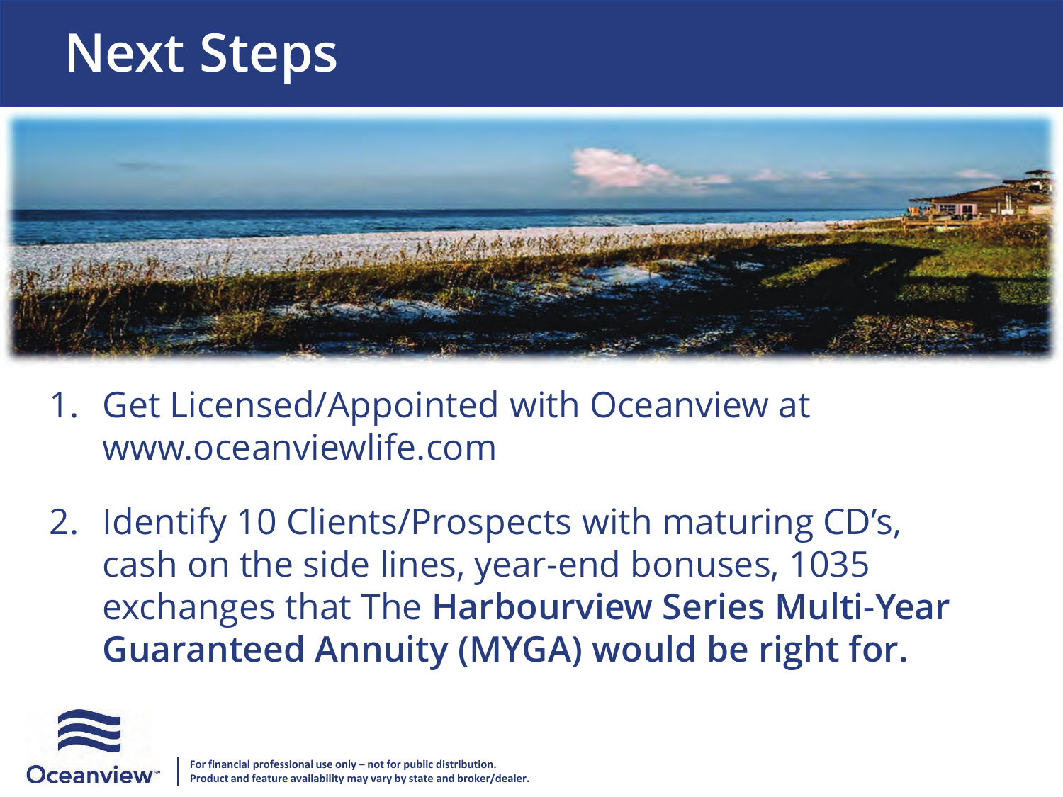# Next Steps

1. Get Licensed/Appointed with Oceanview at www.oceanviewlife.com

2. Identify 10 Clients/Prospects with maturing CD's, cash on the side lines, year-end bonuses, 1035 exchanges that The **Harbourview Series Multi-Year Guaranteed Annuity (MYGA) would be right for.**

Oceanview

**For financial professional use only – not for public distribution.**
**Product and feature availability may vary by state and broker/dealer.**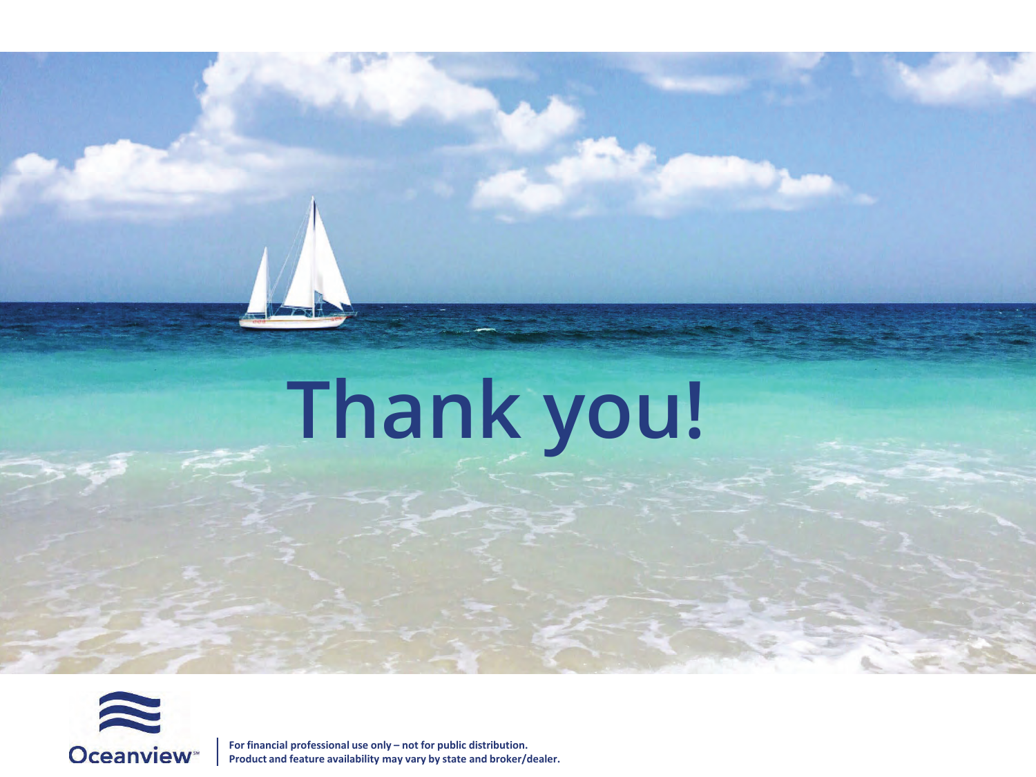# Thank you!

Oceanview℠

**For financial professional use only – not for public distribution.**
**Product and feature availability may vary by state and broker/dealer.**